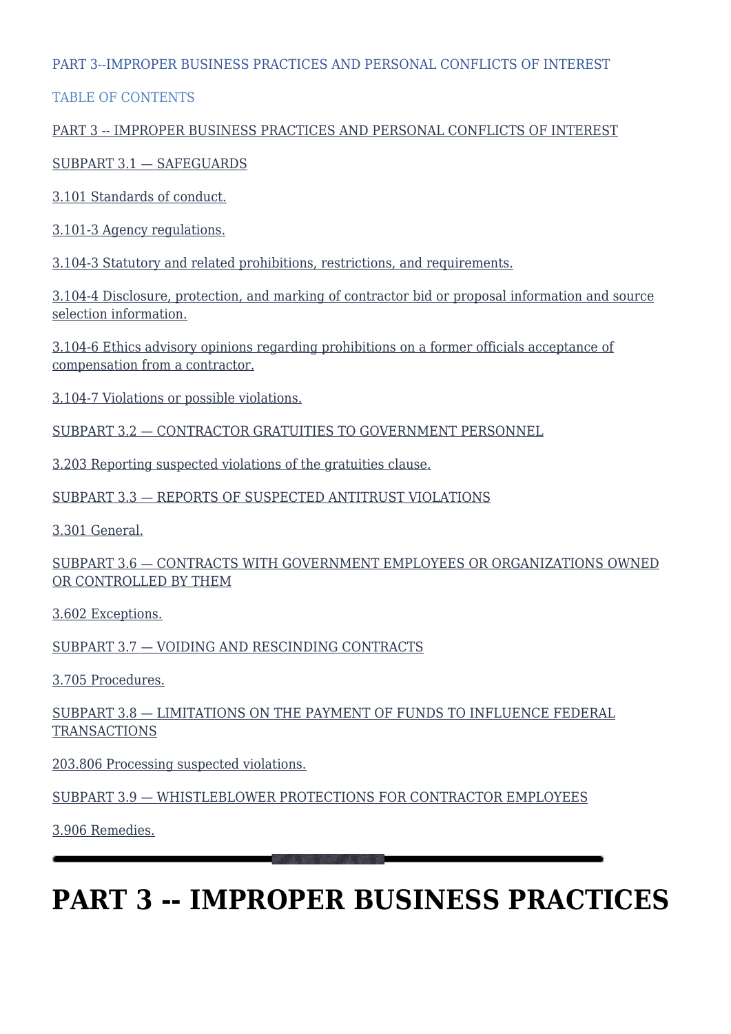PART 3--IMPROPER BUSINESS PRACTICES AND PERSONAL CONFLICTS OF INTEREST

TABLE OF CONTENTS

PART 3 -- IMPROPER BUSINESS PRACTICES AND PERSONAL CONFLICTS OF INTEREST

SUBPART 3.1 — SAFEGUARDS

3.101 Standards of conduct.

3.101-3 Agency regulations.

3.104-3 Statutory and related prohibitions, restrictions, and requirements.

3.104-4 Disclosure, protection, and marking of contractor bid or proposal information and source selection information.

3.104-6 Ethics advisory opinions regarding prohibitions on a former officials acceptance of compensation from a contractor.

3.104-7 Violations or possible violations.

SUBPART 3.2 — CONTRACTOR GRATUITIES TO GOVERNMENT PERSONNEL

3.203 Reporting suspected violations of the gratuities clause.

SUBPART 3.3 — REPORTS OF SUSPECTED ANTITRUST VIOLATIONS

3.301 General.

SUBPART 3.6 — CONTRACTS WITH GOVERNMENT EMPLOYEES OR ORGANIZATIONS OWNED OR CONTROLLED BY THEM

3.602 Exceptions.

SUBPART 3.7 — VOIDING AND RESCINDING CONTRACTS

3.705 Procedures.

SUBPART 3.8 — LIMITATIONS ON THE PAYMENT OF FUNDS TO INFLUENCE FEDERAL TRANSACTIONS

203.806 Processing suspected violations.

SUBPART 3.9 — WHISTLEBLOWER PROTECTIONS FOR CONTRACTOR EMPLOYEES

3.906 Remedies.

---

# PART 3 -- IMPROPER BUSINESS PRACTICES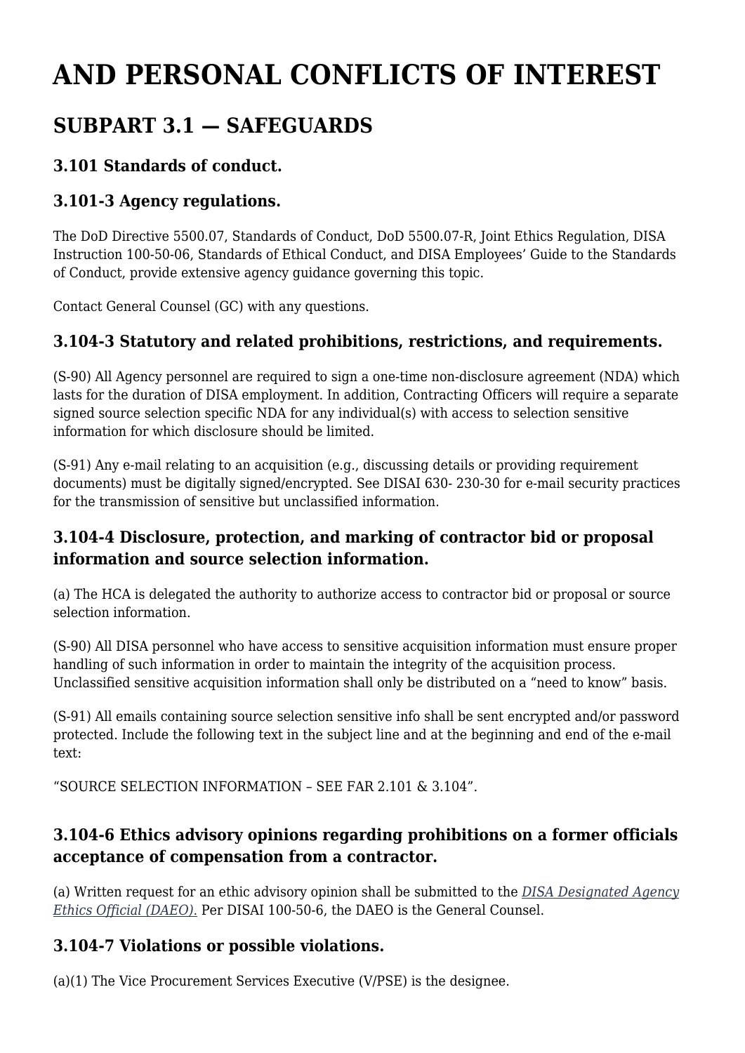# AND PERSONAL CONFLICTS OF INTEREST

## SUBPART 3.1 — SAFEGUARDS

### 3.101 Standards of conduct.

### 3.101-3 Agency regulations.

The DoD Directive 5500.07, Standards of Conduct, DoD 5500.07-R, Joint Ethics Regulation, DISA Instruction 100-50-06, Standards of Ethical Conduct, and DISA Employees' Guide to the Standards of Conduct, provide extensive agency guidance governing this topic.

Contact General Counsel (GC) with any questions.

### 3.104-3 Statutory and related prohibitions, restrictions, and requirements.

(S-90) All Agency personnel are required to sign a one-time non-disclosure agreement (NDA) which lasts for the duration of DISA employment. In addition, Contracting Officers will require a separate signed source selection specific NDA for any individual(s) with access to selection sensitive information for which disclosure should be limited.

(S-91) Any e-mail relating to an acquisition (e.g., discussing details or providing requirement documents) must be digitally signed/encrypted. See DISAI 630- 230-30 for e-mail security practices for the transmission of sensitive but unclassified information.

### 3.104-4 Disclosure, protection, and marking of contractor bid or proposal information and source selection information.

(a) The HCA is delegated the authority to authorize access to contractor bid or proposal or source selection information.

(S-90) All DISA personnel who have access to sensitive acquisition information must ensure proper handling of such information in order to maintain the integrity of the acquisition process. Unclassified sensitive acquisition information shall only be distributed on a "need to know" basis.

(S-91) All emails containing source selection sensitive info shall be sent encrypted and/or password protected. Include the following text in the subject line and at the beginning and end of the e-mail text:

"SOURCE SELECTION INFORMATION – SEE FAR 2.101 & 3.104".

### 3.104-6 Ethics advisory opinions regarding prohibitions on a former officials acceptance of compensation from a contractor.

(a) Written request for an ethic advisory opinion shall be submitted to the *DISA Designated Agency Ethics Official (DAEO).* Per DISAI 100-50-6, the DAEO is the General Counsel.

### 3.104-7 Violations or possible violations.

(a)(1) The Vice Procurement Services Executive (V/PSE) is the designee.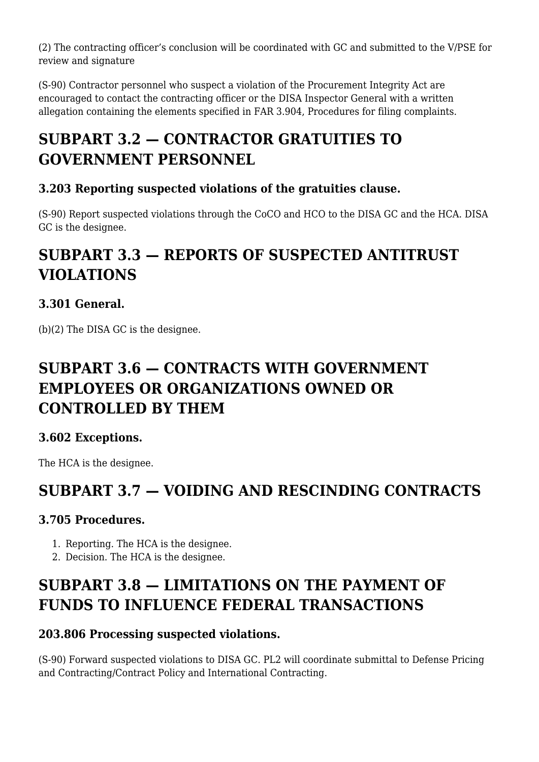(2) The contracting officer's conclusion will be coordinated with GC and submitted to the V/PSE for review and signature

(S-90) Contractor personnel who suspect a violation of the Procurement Integrity Act are encouraged to contact the contracting officer or the DISA Inspector General with a written allegation containing the elements specified in FAR 3.904, Procedures for filing complaints.

## SUBPART 3.2 — CONTRACTOR GRATUITIES TO GOVERNMENT PERSONNEL

### 3.203 Reporting suspected violations of the gratuities clause.

(S-90) Report suspected violations through the CoCO and HCO to the DISA GC and the HCA. DISA GC is the designee.

## SUBPART 3.3 — REPORTS OF SUSPECTED ANTITRUST VIOLATIONS

### 3.301 General.

(b)(2) The DISA GC is the designee.

## SUBPART 3.6 — CONTRACTS WITH GOVERNMENT EMPLOYEES OR ORGANIZATIONS OWNED OR CONTROLLED BY THEM

### 3.602 Exceptions.

The HCA is the designee.

## SUBPART 3.7 — VOIDING AND RESCINDING CONTRACTS

### 3.705 Procedures.

1. Reporting. The HCA is the designee.
2. Decision. The HCA is the designee.

## SUBPART 3.8 — LIMITATIONS ON THE PAYMENT OF FUNDS TO INFLUENCE FEDERAL TRANSACTIONS

### 203.806 Processing suspected violations.

(S-90) Forward suspected violations to DISA GC. PL2 will coordinate submittal to Defense Pricing and Contracting/Contract Policy and International Contracting.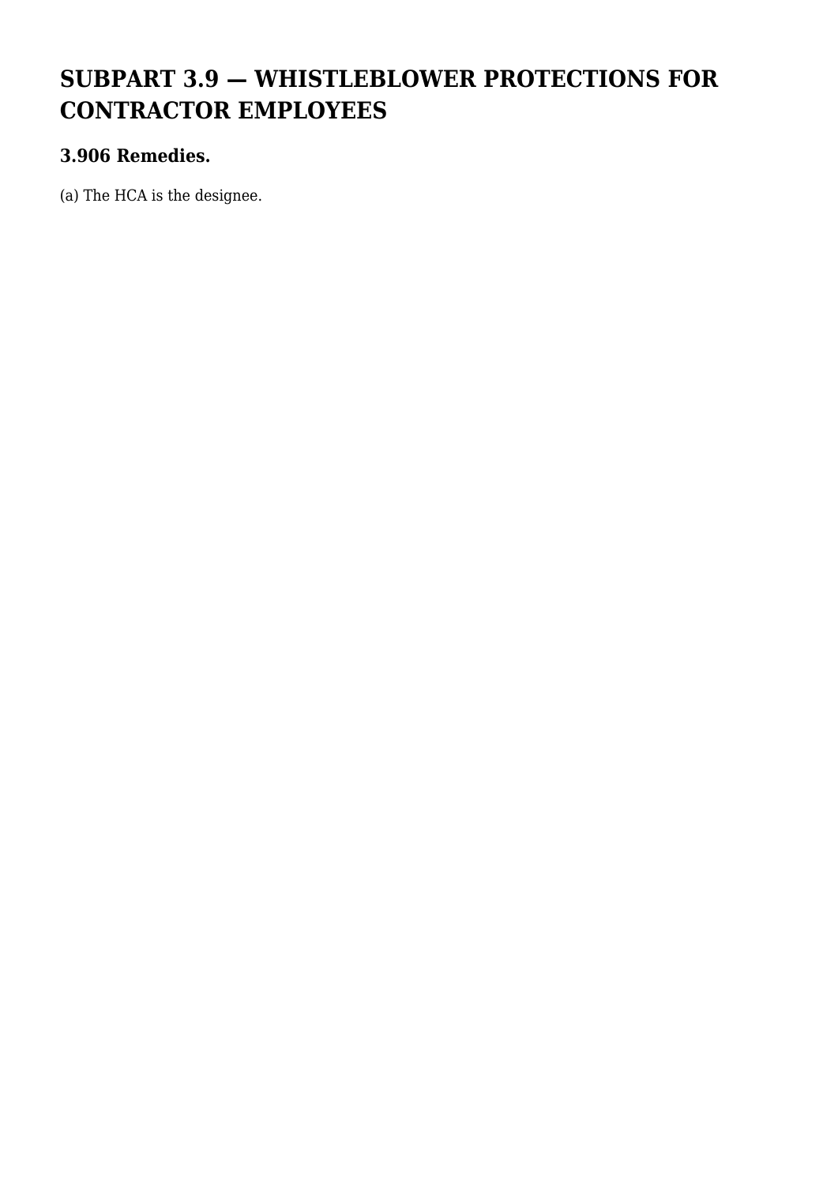# SUBPART 3.9 — WHISTLEBLOWER PROTECTIONS FOR CONTRACTOR EMPLOYEES

## 3.906 Remedies.

(a) The HCA is the designee.